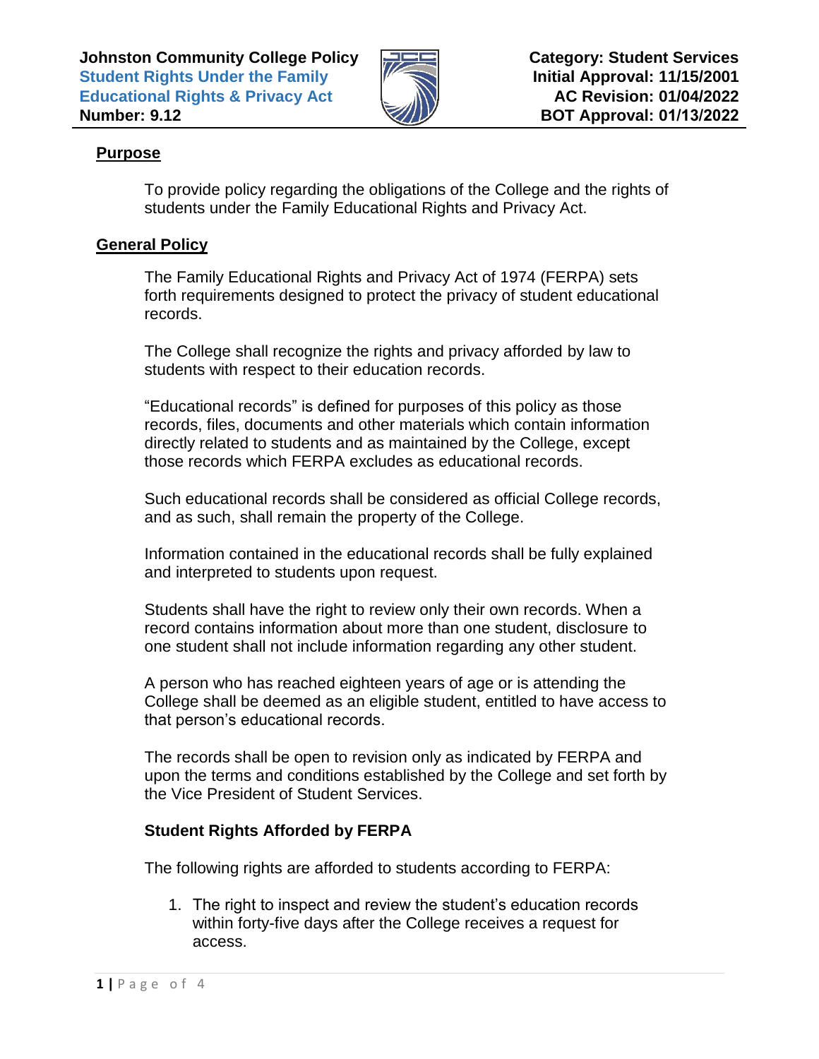**Johnston Community College Policy**
**Student Rights Under the Family Educational Rights & Privacy Act**
**Number: 9.12**

**Category: Student Services**
**Initial Approval: 11/15/2001**
**AC Revision: 01/04/2022**
**BOT Approval: 01/13/2022**

## Purpose

To provide policy regarding the obligations of the College and the rights of students under the Family Educational Rights and Privacy Act.

## General Policy

The Family Educational Rights and Privacy Act of 1974 (FERPA) sets forth requirements designed to protect the privacy of student educational records.

The College shall recognize the rights and privacy afforded by law to students with respect to their education records.

"Educational records" is defined for purposes of this policy as those records, files, documents and other materials which contain information directly related to students and as maintained by the College, except those records which FERPA excludes as educational records.

Such educational records shall be considered as official College records, and as such, shall remain the property of the College.

Information contained in the educational records shall be fully explained and interpreted to students upon request.

Students shall have the right to review only their own records. When a record contains information about more than one student, disclosure to one student shall not include information regarding any other student.

A person who has reached eighteen years of age or is attending the College shall be deemed as an eligible student, entitled to have access to that person's educational records.

The records shall be open to revision only as indicated by FERPA and upon the terms and conditions established by the College and set forth by the Vice President of Student Services.

### Student Rights Afforded by FERPA

The following rights are afforded to students according to FERPA:

1. The right to inspect and review the student's education records within forty-five days after the College receives a request for access.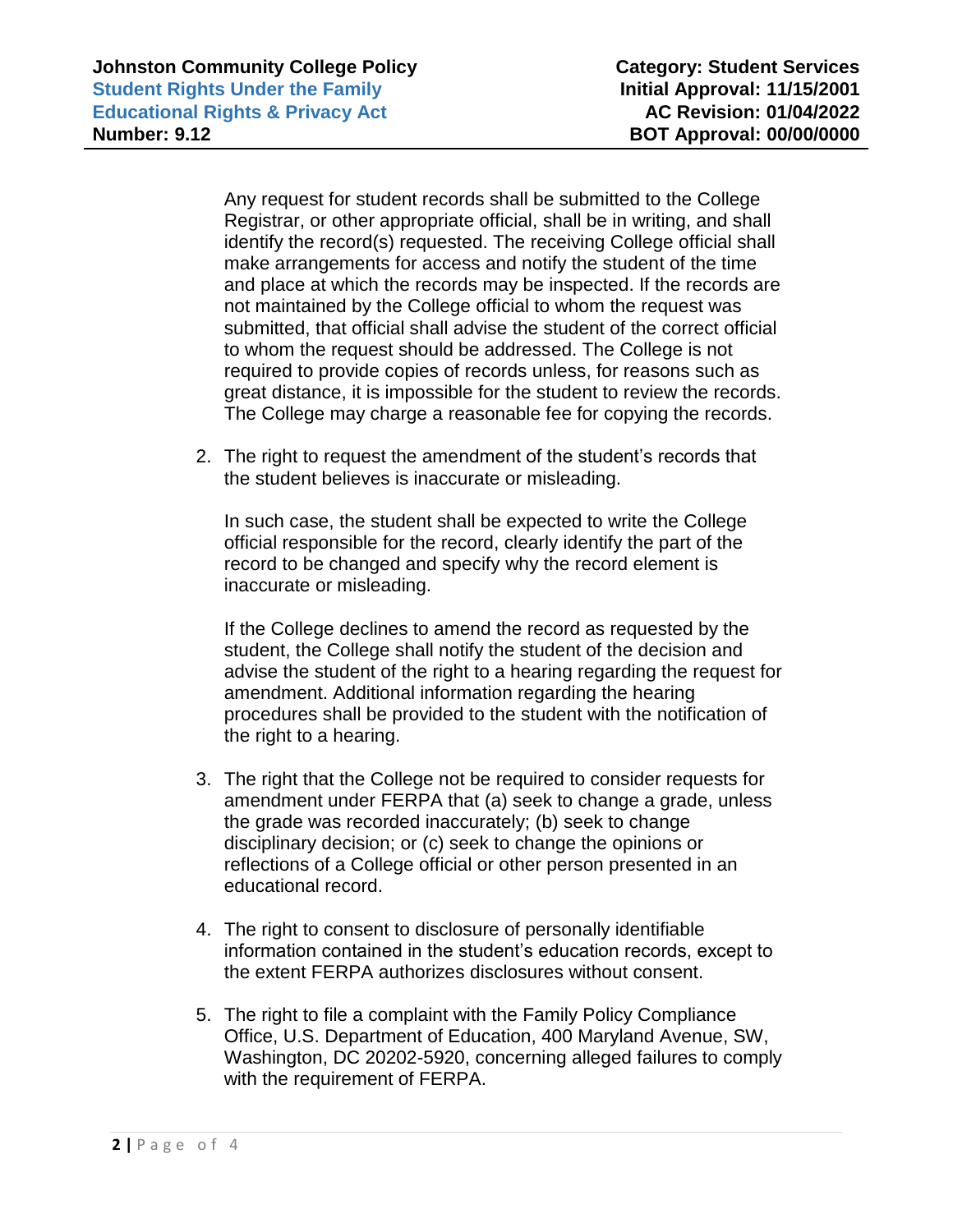Any request for student records shall be submitted to the College Registrar, or other appropriate official, shall be in writing, and shall identify the record(s) requested. The receiving College official shall make arrangements for access and notify the student of the time and place at which the records may be inspected. If the records are not maintained by the College official to whom the request was submitted, that official shall advise the student of the correct official to whom the request should be addressed. The College is not required to provide copies of records unless, for reasons such as great distance, it is impossible for the student to review the records. The College may charge a reasonable fee for copying the records.

2. The right to request the amendment of the student's records that the student believes is inaccurate or misleading.

   In such case, the student shall be expected to write the College official responsible for the record, clearly identify the part of the record to be changed and specify why the record element is inaccurate or misleading.

   If the College declines to amend the record as requested by the student, the College shall notify the student of the decision and advise the student of the right to a hearing regarding the request for amendment. Additional information regarding the hearing procedures shall be provided to the student with the notification of the right to a hearing.

3. The right that the College not be required to consider requests for amendment under FERPA that (a) seek to change a grade, unless the grade was recorded inaccurately; (b) seek to change disciplinary decision; or (c) seek to change the opinions or reflections of a College official or other person presented in an educational record.

4. The right to consent to disclosure of personally identifiable information contained in the student's education records, except to the extent FERPA authorizes disclosures without consent.

5. The right to file a complaint with the Family Policy Compliance Office, U.S. Department of Education, 400 Maryland Avenue, SW, Washington, DC 20202-5920, concerning alleged failures to comply with the requirement of FERPA.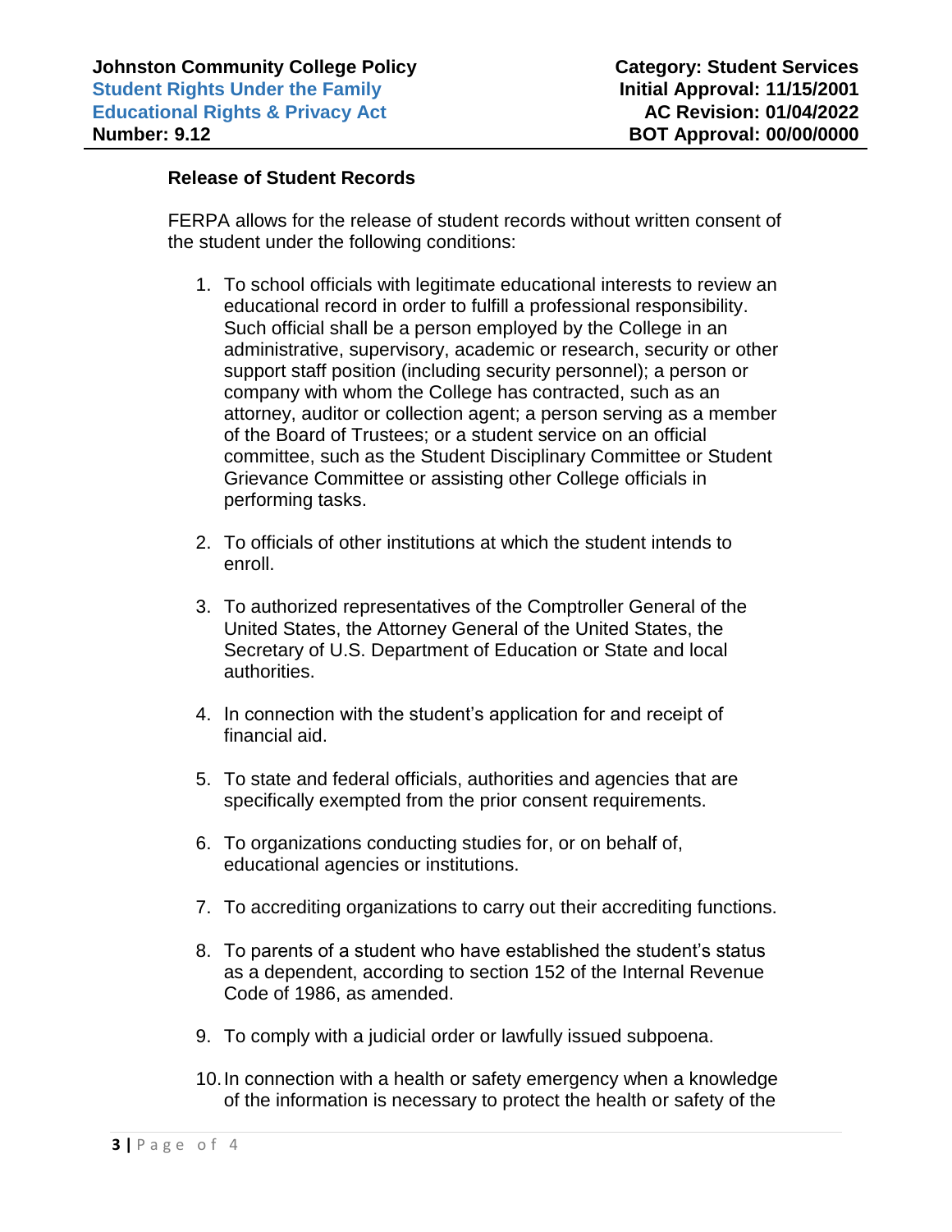### Release of Student Records

FERPA allows for the release of student records without written consent of the student under the following conditions:

1. To school officials with legitimate educational interests to review an educational record in order to fulfill a professional responsibility. Such official shall be a person employed by the College in an administrative, supervisory, academic or research, security or other support staff position (including security personnel); a person or company with whom the College has contracted, such as an attorney, auditor or collection agent; a person serving as a member of the Board of Trustees; or a student service on an official committee, such as the Student Disciplinary Committee or Student Grievance Committee or assisting other College officials in performing tasks.

2. To officials of other institutions at which the student intends to enroll.

3. To authorized representatives of the Comptroller General of the United States, the Attorney General of the United States, the Secretary of U.S. Department of Education or State and local authorities.

4. In connection with the student's application for and receipt of financial aid.

5. To state and federal officials, authorities and agencies that are specifically exempted from the prior consent requirements.

6. To organizations conducting studies for, or on behalf of, educational agencies or institutions.

7. To accrediting organizations to carry out their accrediting functions.

8. To parents of a student who have established the student's status as a dependent, according to section 152 of the Internal Revenue Code of 1986, as amended.

9. To comply with a judicial order or lawfully issued subpoena.

10. In connection with a health or safety emergency when a knowledge of the information is necessary to protect the health or safety of the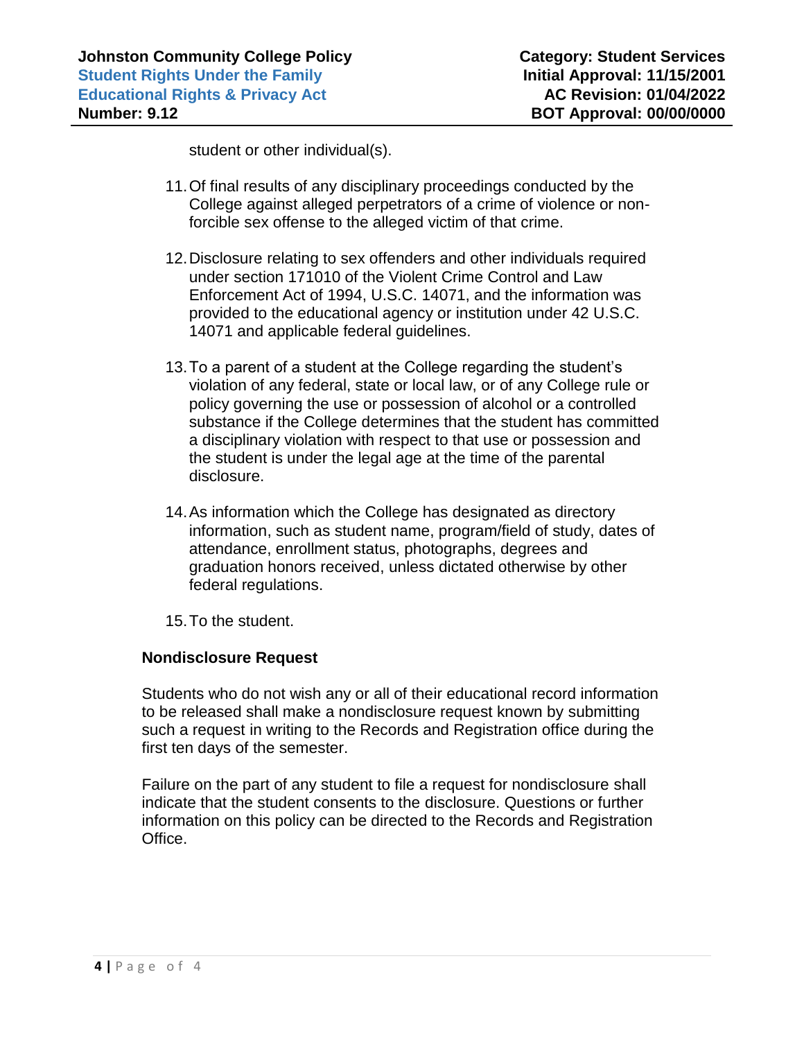student or other individual(s).

11. Of final results of any disciplinary proceedings conducted by the College against alleged perpetrators of a crime of violence or non-forcible sex offense to the alleged victim of that crime.

12. Disclosure relating to sex offenders and other individuals required under section 171010 of the Violent Crime Control and Law Enforcement Act of 1994, U.S.C. 14071, and the information was provided to the educational agency or institution under 42 U.S.C. 14071 and applicable federal guidelines.

13. To a parent of a student at the College regarding the student's violation of any federal, state or local law, or of any College rule or policy governing the use or possession of alcohol or a controlled substance if the College determines that the student has committed a disciplinary violation with respect to that use or possession and the student is under the legal age at the time of the parental disclosure.

14. As information which the College has designated as directory information, such as student name, program/field of study, dates of attendance, enrollment status, photographs, degrees and graduation honors received, unless dictated otherwise by other federal regulations.

15. To the student.

**Nondisclosure Request**

Students who do not wish any or all of their educational record information to be released shall make a nondisclosure request known by submitting such a request in writing to the Records and Registration office during the first ten days of the semester.

Failure on the part of any student to file a request for nondisclosure shall indicate that the student consents to the disclosure. Questions or further information on this policy can be directed to the Records and Registration Office.